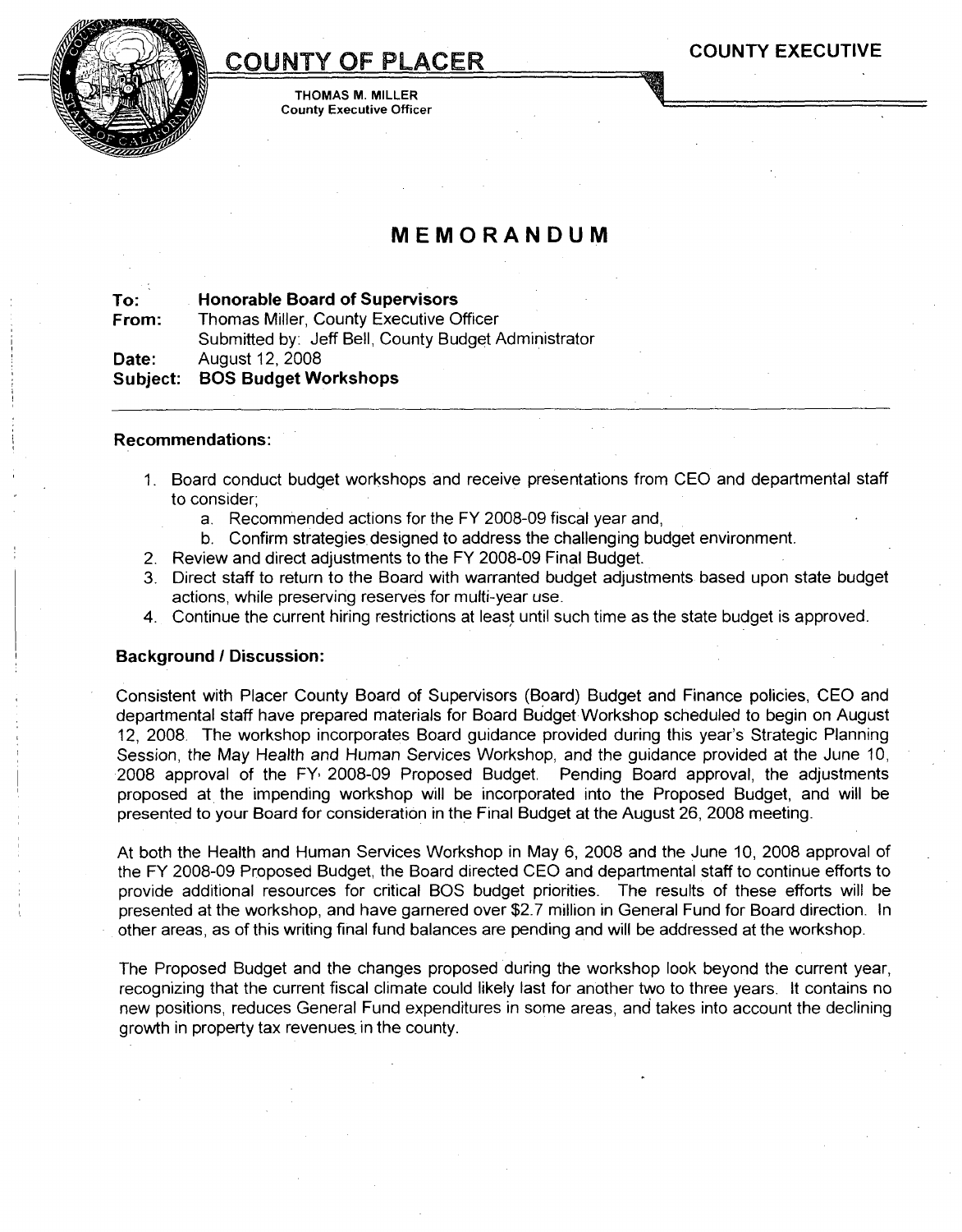# COUNTY OF PLACER

**COUNTY EXECUTIVE**

THOMAS M. MILLER
County Executive Officer

## MEMORANDUM

**To:** **Honorable Board of Supervisors**
**From:** Thomas Miller, County Executive Officer
Submitted by: Jeff Bell, County Budget Administrator
**Date:** August 12, 2008
**Subject:** **BOS Budget Workshops**

---

**Recommendations:**

1. Board conduct budget workshops and receive presentations from CEO and departmental staff to consider;
   a. Recommended actions for the FY 2008-09 fiscal year and,
   b. Confirm strategies designed to address the challenging budget environment.
2. Review and direct adjustments to the FY 2008-09 Final Budget.
3. Direct staff to return to the Board with warranted budget adjustments based upon state budget actions, while preserving reserves for multi-year use.
4. Continue the current hiring restrictions at least until such time as the state budget is approved.

**Background / Discussion:**

Consistent with Placer County Board of Supervisors (Board) Budget and Finance policies, CEO and departmental staff have prepared materials for Board Budget Workshop scheduled to begin on August 12, 2008. The workshop incorporates Board guidance provided during this year's Strategic Planning Session, the May Health and Human Services Workshop, and the guidance provided at the June 10, 2008 approval of the FY 2008-09 Proposed Budget. Pending Board approval, the adjustments proposed at the impending workshop will be incorporated into the Proposed Budget, and will be presented to your Board for consideration in the Final Budget at the August 26, 2008 meeting.

At both the Health and Human Services Workshop in May 6, 2008 and the June 10, 2008 approval of the FY 2008-09 Proposed Budget, the Board directed CEO and departmental staff to continue efforts to provide additional resources for critical BOS budget priorities. The results of these efforts will be presented at the workshop, and have garnered over $2.7 million in General Fund for Board direction. In other areas, as of this writing final fund balances are pending and will be addressed at the workshop.

The Proposed Budget and the changes proposed during the workshop look beyond the current year, recognizing that the current fiscal climate could likely last for another two to three years. It contains no new positions, reduces General Fund expenditures in some areas, and takes into account the declining growth in property tax revenues in the county.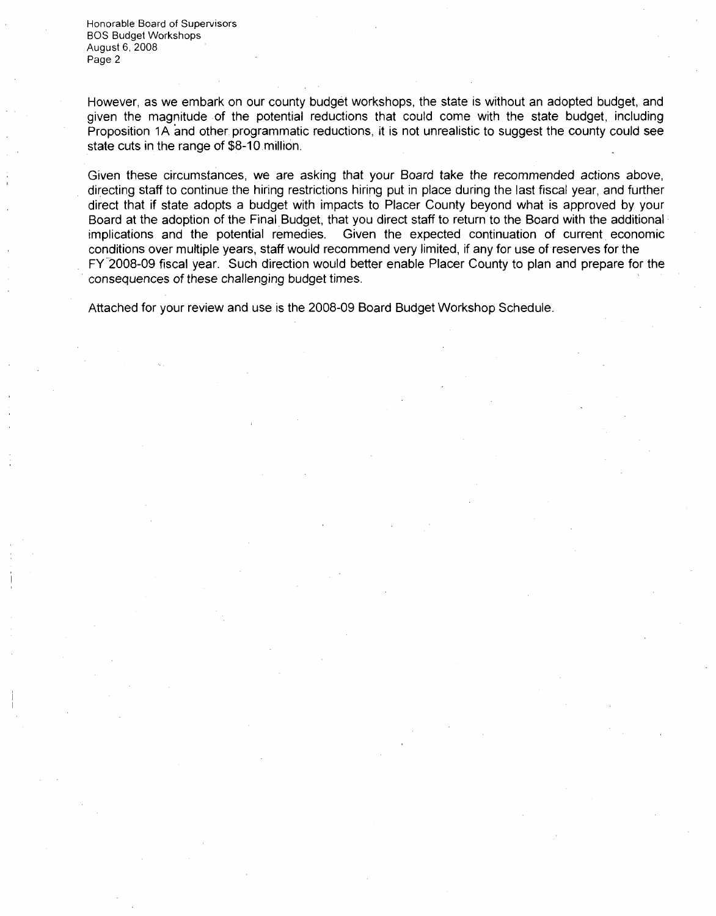However, as we embark on our county budget workshops, the state is without an adopted budget, and given the magnitude of the potential reductions that could come with the state budget, including Proposition 1A and other programmatic reductions, it is not unrealistic to suggest the county could see state cuts in the range of $8-10 million.

Given these circumstances, we are asking that your Board take the recommended actions above, directing staff to continue the hiring restrictions hiring put in place during the last fiscal year, and further direct that if state adopts a budget with impacts to Placer County beyond what is approved by your Board at the adoption of the Final Budget, that you direct staff to return to the Board with the additional implications and the potential remedies. Given the expected continuation of current economic conditions over multiple years, staff would recommend very limited, if any for use of reserves for the FY 2008-09 fiscal year. Such direction would better enable Placer County to plan and prepare for the consequences of these challenging budget times.

Attached for your review and use is the 2008-09 Board Budget Workshop Schedule.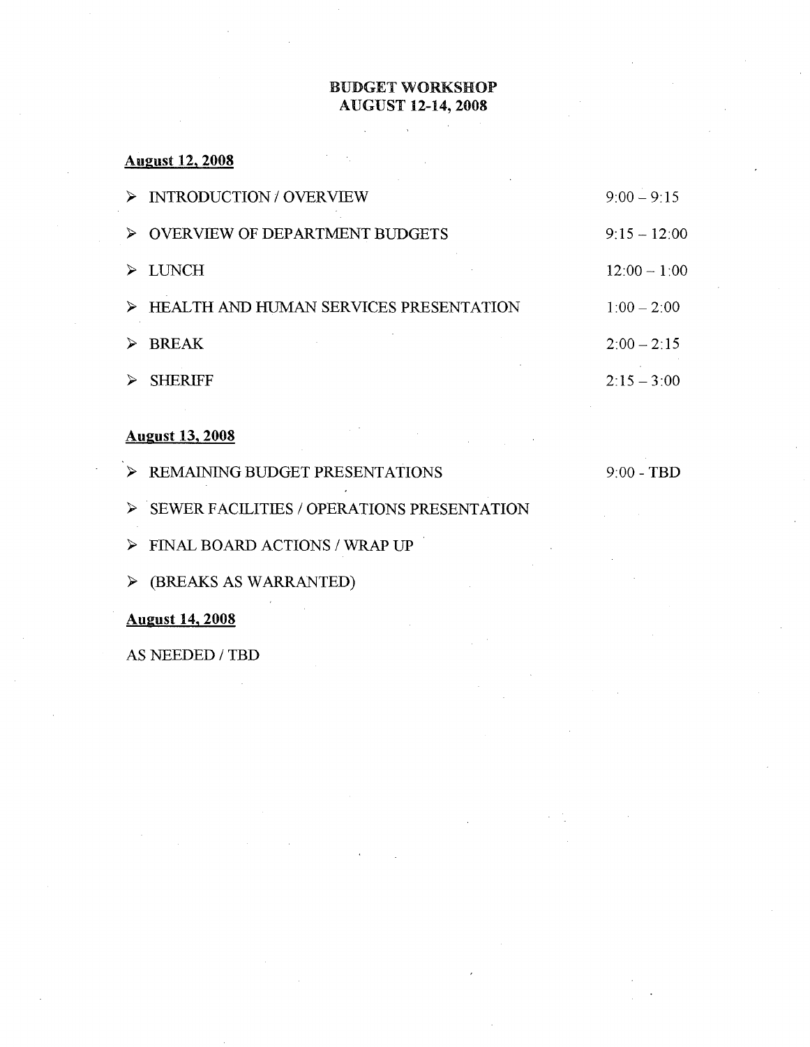# BUDGET WORKSHOP
# AUGUST 12-14, 2008

**August 12, 2008**

- INTRODUCTION / OVERVIEW 9:00 – 9:15
- OVERVIEW OF DEPARTMENT BUDGETS 9:15 – 12:00
- LUNCH 12:00 – 1:00
- HEALTH AND HUMAN SERVICES PRESENTATION 1:00 – 2:00
- BREAK 2:00 – 2:15
- SHERIFF 2:15 – 3:00

**August 13, 2008**

- REMAINING BUDGET PRESENTATIONS 9:00 - TBD
- SEWER FACILITIES / OPERATIONS PRESENTATION
- FINAL BOARD ACTIONS / WRAP UP
- (BREAKS AS WARRANTED)

**August 14, 2008**

AS NEEDED / TBD